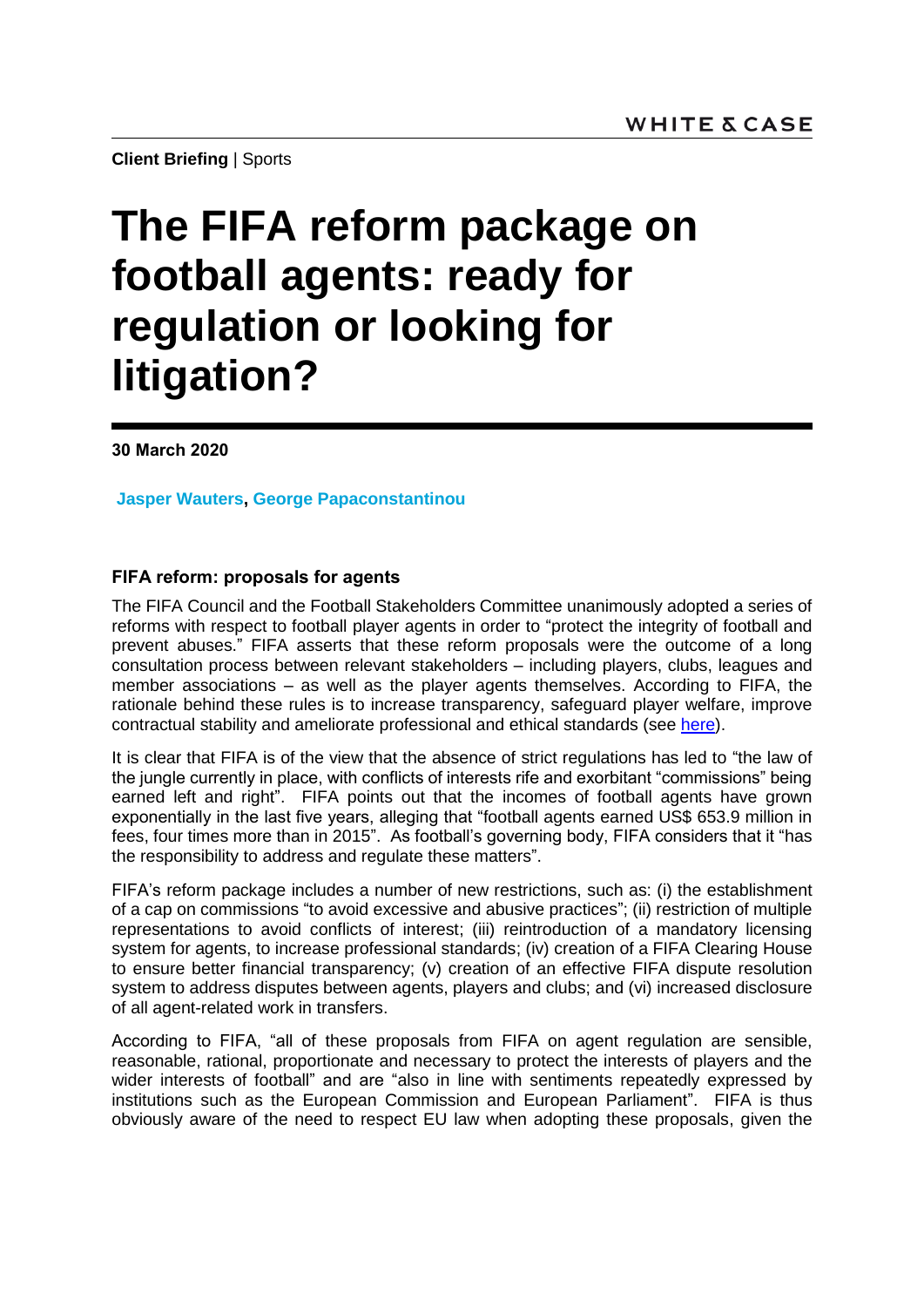**Client Briefing** | Sports

# The FIFA reform package on football agents: ready for regulation or looking for litigation?

**30 March 2020**

**Jasper Wauters, George Papaconstantinou**

### FIFA reform: proposals for agents

The FIFA Council and the Football Stakeholders Committee unanimously adopted a series of reforms with respect to football player agents in order to "protect the integrity of football and prevent abuses." FIFA asserts that these reform proposals were the outcome of a long consultation process between relevant stakeholders – including players, clubs, leagues and member associations – as well as the player agents themselves. According to FIFA, the rationale behind these rules is to increase transparency, safeguard player welfare, improve contractual stability and ameliorate professional and ethical standards (see here).

It is clear that FIFA is of the view that the absence of strict regulations has led to "the law of the jungle currently in place, with conflicts of interests rife and exorbitant "commissions" being earned left and right". FIFA points out that the incomes of football agents have grown exponentially in the last five years, alleging that "football agents earned US$ 653.9 million in fees, four times more than in 2015". As football's governing body, FIFA considers that it "has the responsibility to address and regulate these matters".

FIFA's reform package includes a number of new restrictions, such as: (i) the establishment of a cap on commissions "to avoid excessive and abusive practices"; (ii) restriction of multiple representations to avoid conflicts of interest; (iii) reintroduction of a mandatory licensing system for agents, to increase professional standards; (iv) creation of a FIFA Clearing House to ensure better financial transparency; (v) creation of an effective FIFA dispute resolution system to address disputes between agents, players and clubs; and (vi) increased disclosure of all agent-related work in transfers.

According to FIFA, "all of these proposals from FIFA on agent regulation are sensible, reasonable, rational, proportionate and necessary to protect the interests of players and the wider interests of football" and are "also in line with sentiments repeatedly expressed by institutions such as the European Commission and European Parliament". FIFA is thus obviously aware of the need to respect EU law when adopting these proposals, given the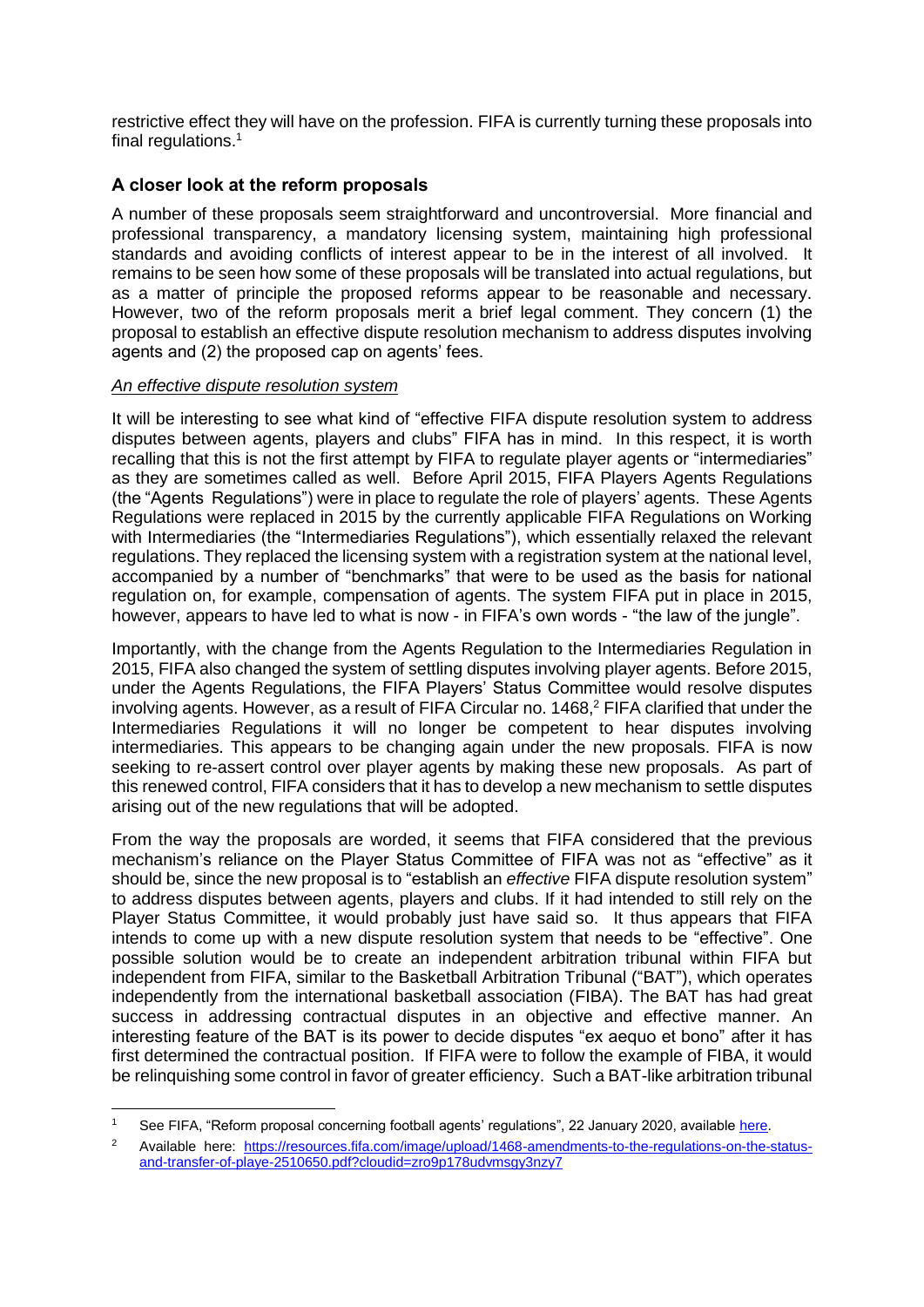restrictive effect they will have on the profession. FIFA is currently turning these proposals into final regulations.[1]

## A closer look at the reform proposals

A number of these proposals seem straightforward and uncontroversial. More financial and professional transparency, a mandatory licensing system, maintaining high professional standards and avoiding conflicts of interest appear to be in the interest of all involved. It remains to be seen how some of these proposals will be translated into actual regulations, but as a matter of principle the proposed reforms appear to be reasonable and necessary. However, two of the reform proposals merit a brief legal comment. They concern (1) the proposal to establish an effective dispute resolution mechanism to address disputes involving agents and (2) the proposed cap on agents' fees.

### *An effective dispute resolution system*

It will be interesting to see what kind of "effective FIFA dispute resolution system to address disputes between agents, players and clubs" FIFA has in mind. In this respect, it is worth recalling that this is not the first attempt by FIFA to regulate player agents or "intermediaries" as they are sometimes called as well. Before April 2015, FIFA Players Agents Regulations (the "Agents Regulations") were in place to regulate the role of players' agents. These Agents Regulations were replaced in 2015 by the currently applicable FIFA Regulations on Working with Intermediaries (the "Intermediaries Regulations"), which essentially relaxed the relevant regulations. They replaced the licensing system with a registration system at the national level, accompanied by a number of "benchmarks" that were to be used as the basis for national regulation on, for example, compensation of agents. The system FIFA put in place in 2015, however, appears to have led to what is now - in FIFA's own words - "the law of the jungle".

Importantly, with the change from the Agents Regulation to the Intermediaries Regulation in 2015, FIFA also changed the system of settling disputes involving player agents. Before 2015, under the Agents Regulations, the FIFA Players' Status Committee would resolve disputes involving agents. However, as a result of FIFA Circular no. 1468,[2] FIFA clarified that under the Intermediaries Regulations it will no longer be competent to hear disputes involving intermediaries. This appears to be changing again under the new proposals. FIFA is now seeking to re-assert control over player agents by making these new proposals. As part of this renewed control, FIFA considers that it has to develop a new mechanism to settle disputes arising out of the new regulations that will be adopted.

From the way the proposals are worded, it seems that FIFA considered that the previous mechanism's reliance on the Player Status Committee of FIFA was not as "effective" as it should be, since the new proposal is to "establish an *effective* FIFA dispute resolution system" to address disputes between agents, players and clubs. If it had intended to still rely on the Player Status Committee, it would probably just have said so. It thus appears that FIFA intends to come up with a new dispute resolution system that needs to be "effective". One possible solution would be to create an independent arbitration tribunal within FIFA but independent from FIFA, similar to the Basketball Arbitration Tribunal ("BAT"), which operates independently from the international basketball association (FIBA). The BAT has had great success in addressing contractual disputes in an objective and effective manner. An interesting feature of the BAT is its power to decide disputes "ex aequo et bono" after it has first determined the contractual position. If FIFA were to follow the example of FIBA, it would be relinquishing some control in favor of greater efficiency. Such a BAT-like arbitration tribunal

---

[1] See FIFA, "Reform proposal concerning football agents' regulations", 22 January 2020, available here.

[2] Available here: https://resources.fifa.com/image/upload/1468-amendments-to-the-regulations-on-the-status-and-transfer-of-playe-2510650.pdf?cloudid=zro9p178udvmsgy3nzy7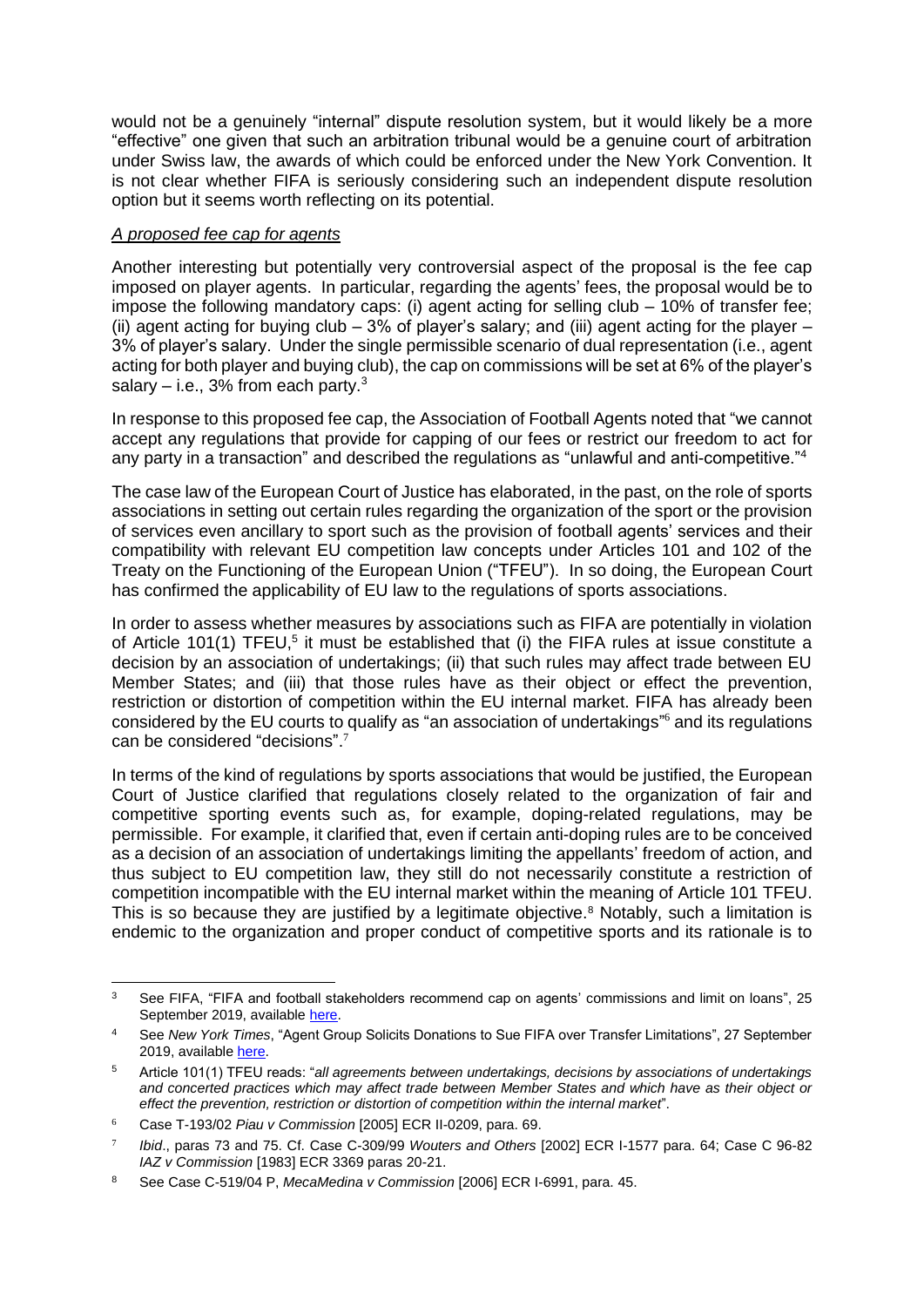would not be a genuinely "internal" dispute resolution system, but it would likely be a more "effective" one given that such an arbitration tribunal would be a genuine court of arbitration under Swiss law, the awards of which could be enforced under the New York Convention. It is not clear whether FIFA is seriously considering such an independent dispute resolution option but it seems worth reflecting on its potential.

*A proposed fee cap for agents*

Another interesting but potentially very controversial aspect of the proposal is the fee cap imposed on player agents. In particular, regarding the agents' fees, the proposal would be to impose the following mandatory caps: (i) agent acting for selling club – 10% of transfer fee; (ii) agent acting for buying club – 3% of player's salary; and (iii) agent acting for the player – 3% of player's salary. Under the single permissible scenario of dual representation (i.e., agent acting for both player and buying club), the cap on commissions will be set at 6% of the player's salary – i.e., 3% from each party.[3]

In response to this proposed fee cap, the Association of Football Agents noted that "we cannot accept any regulations that provide for capping of our fees or restrict our freedom to act for any party in a transaction" and described the regulations as "unlawful and anti-competitive."[4]

The case law of the European Court of Justice has elaborated, in the past, on the role of sports associations in setting out certain rules regarding the organization of the sport or the provision of services even ancillary to sport such as the provision of football agents' services and their compatibility with relevant EU competition law concepts under Articles 101 and 102 of the Treaty on the Functioning of the European Union ("TFEU"). In so doing, the European Court has confirmed the applicability of EU law to the regulations of sports associations.

In order to assess whether measures by associations such as FIFA are potentially in violation of Article 101(1) TFEU,[5] it must be established that (i) the FIFA rules at issue constitute a decision by an association of undertakings; (ii) that such rules may affect trade between EU Member States; and (iii) that those rules have as their object or effect the prevention, restriction or distortion of competition within the EU internal market. FIFA has already been considered by the EU courts to qualify as "an association of undertakings"[6] and its regulations can be considered "decisions".[7]

In terms of the kind of regulations by sports associations that would be justified, the European Court of Justice clarified that regulations closely related to the organization of fair and competitive sporting events such as, for example, doping-related regulations, may be permissible. For example, it clarified that, even if certain anti-doping rules are to be conceived as a decision of an association of undertakings limiting the appellants' freedom of action, and thus subject to EU competition law, they still do not necessarily constitute a restriction of competition incompatible with the EU internal market within the meaning of Article 101 TFEU. This is so because they are justified by a legitimate objective.[8] Notably, such a limitation is endemic to the organization and proper conduct of competitive sports and its rationale is to

---

[3] See FIFA, "FIFA and football stakeholders recommend cap on agents' commissions and limit on loans", 25 September 2019, available here.

[4] See *New York Times*, "Agent Group Solicits Donations to Sue FIFA over Transfer Limitations", 27 September 2019, available here.

[5] Article 101(1) TFEU reads: "*all agreements between undertakings, decisions by associations of undertakings and concerted practices which may affect trade between Member States and which have as their object or effect the prevention, restriction or distortion of competition within the internal market*".

[6] Case T-193/02 *Piau v Commission* [2005] ECR II-0209, para. 69.

[7] *Ibid*., paras 73 and 75. Cf. Case C-309/99 *Wouters and Others* [2002] ECR I-1577 para. 64; Case C 96-82 *IAZ v Commission* [1983] ECR 3369 paras 20-21.

[8] See Case C-519/04 P, *MecaMedina v Commission* [2006] ECR I-6991, para. 45.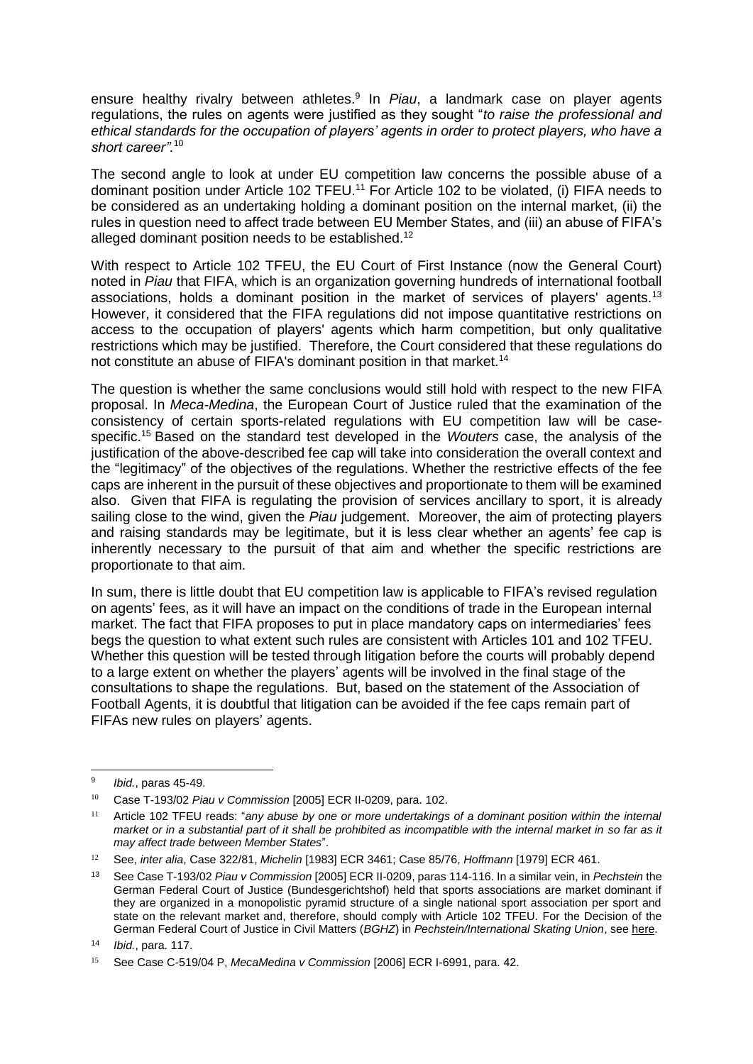ensure healthy rivalry between athletes.[9] In *Piau*, a landmark case on player agents regulations, the rules on agents were justified as they sought "*to raise the professional and ethical standards for the occupation of players' agents in order to protect players, who have a short career".*[10]

The second angle to look at under EU competition law concerns the possible abuse of a dominant position under Article 102 TFEU.[11] For Article 102 to be violated, (i) FIFA needs to be considered as an undertaking holding a dominant position on the internal market, (ii) the rules in question need to affect trade between EU Member States, and (iii) an abuse of FIFA's alleged dominant position needs to be established.[12]

With respect to Article 102 TFEU, the EU Court of First Instance (now the General Court) noted in *Piau* that FIFA, which is an organization governing hundreds of international football associations, holds a dominant position in the market of services of players' agents.[13] However, it considered that the FIFA regulations did not impose quantitative restrictions on access to the occupation of players' agents which harm competition, but only qualitative restrictions which may be justified. Therefore, the Court considered that these regulations do not constitute an abuse of FIFA's dominant position in that market.[14]

The question is whether the same conclusions would still hold with respect to the new FIFA proposal. In *Meca-Medina*, the European Court of Justice ruled that the examination of the consistency of certain sports-related regulations with EU competition law will be case-specific.[15] Based on the standard test developed in the *Wouters* case, the analysis of the justification of the above-described fee cap will take into consideration the overall context and the "legitimacy" of the objectives of the regulations. Whether the restrictive effects of the fee caps are inherent in the pursuit of these objectives and proportionate to them will be examined also. Given that FIFA is regulating the provision of services ancillary to sport, it is already sailing close to the wind, given the *Piau* judgement. Moreover, the aim of protecting players and raising standards may be legitimate, but it is less clear whether an agents' fee cap is inherently necessary to the pursuit of that aim and whether the specific restrictions are proportionate to that aim.

In sum, there is little doubt that EU competition law is applicable to FIFA's revised regulation on agents' fees, as it will have an impact on the conditions of trade in the European internal market. The fact that FIFA proposes to put in place mandatory caps on intermediaries' fees begs the question to what extent such rules are consistent with Articles 101 and 102 TFEU. Whether this question will be tested through litigation before the courts will probably depend to a large extent on whether the players' agents will be involved in the final stage of the consultations to shape the regulations. But, based on the statement of the Association of Football Agents, it is doubtful that litigation can be avoided if the fee caps remain part of FIFAs new rules on players' agents.

---

[9] *Ibid.*, paras 45-49.

[10] Case T-193/02 *Piau v Commission* [2005] ECR II-0209, para. 102.

[11] Article 102 TFEU reads: "*any abuse by one or more undertakings of a dominant position within the internal market or in a substantial part of it shall be prohibited as incompatible with the internal market in so far as it may affect trade between Member States*".

[12] See, *inter alia*, Case 322/81, *Michelin* [1983] ECR 3461; Case 85/76, *Hoffmann* [1979] ECR 461.

[13] See Case T-193/02 *Piau v Commission* [2005] ECR II-0209, paras 114-116. In a similar vein, in *Pechstein* the German Federal Court of Justice (Bundesgerichtshof) held that sports associations are market dominant if they are organized in a monopolistic pyramid structure of a single national sport association per sport and state on the relevant market and, therefore, should comply with Article 102 TFEU. For the Decision of the German Federal Court of Justice in Civil Matters (*BGHZ*) in *Pechstein/International Skating Union*, see here.

[14] *Ibid.*, para. 117.

[15] See Case C-519/04 P, *MecaMedina v Commission* [2006] ECR I-6991, para. 42.